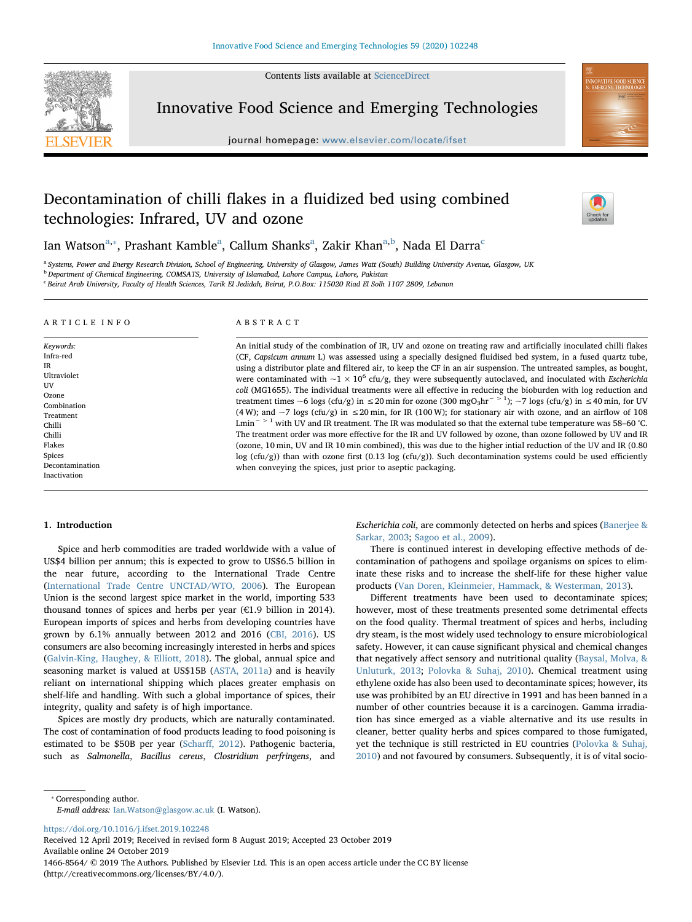# Decontamination of chilli flakes in a fluidized bed using combined technologies: Infrared, UV and ozone

Ian Watson[a,*], Prashant Kamble[a], Callum Shanks[a], Zakir Khan[a,b], Nada El Darra[c]

[a] Systems, Power and Energy Research Division, School of Engineering, University of Glasgow, James Watt (South) Building University Avenue, Glasgow, UK
[b] Department of Chemical Engineering, COMSATS, University of Islamabad, Lahore Campus, Lahore, Pakistan
[c] Beirut Arab University, Faculty of Health Sciences, Tarik El Jedidah, Beirut, P.O.Box: 115020 Riad El Solh 1107 2809, Lebanon

## ARTICLE INFO

*Keywords:*
Infra-red
IR
Ultraviolet
UV
Ozone
Combination
Treatment
Chilli
Chilli
Flakes
Spices
Decontamination
Inactivation

## ABSTRACT

An initial study of the combination of IR, UV and ozone on treating raw and artificially inoculated chilli flakes (CF, *Capsicum annum* L) was assessed using a specially designed fluidised bed system, in a fused quartz tube, using a distributor plate and filtered air, to keep the CF in an air suspension. The untreated samples, as bought, were contaminated with ~$1 \times 10^6$ cfu/g, they were subsequently autoclaved, and inoculated with *Escherichia coli* (MG1655). The individual treatments were all effective in reducing the bioburden with log reduction and treatment times ~6 logs (cfu/g) in ≤20 min for ozone (300 mgO$_3$hr$^{-\,>\,1}$); ~7 logs (cfu/g) in ≤40 min, for UV (4 W); and ~7 logs (cfu/g) in ≤20 min, for IR (100 W); for stationary air with ozone, and an airflow of 108 Lmin$^{-\,>\,1}$ with UV and IR treatment. The IR was modulated so that the external tube temperature was 58–60 °C. The treatment order was more effective for the IR and UV followed by ozone, than ozone followed by UV and IR (ozone, 10 min, UV and IR 10 min combined), this was due to the higher intial reduction of the UV and IR (0.80 log (cfu/g)) than with ozone first (0.13 log (cfu/g)). Such decontamination systems could be used efficiently when conveying the spices, just prior to aseptic packaging.

## 1. Introduction

Spice and herb commodities are traded worldwide with a value of US$4 billion per annum; this is expected to grow to US$6.5 billion in the near future, according to the International Trade Centre (International Trade Centre UNCTAD/WTO, 2006). The European Union is the second largest spice market in the world, importing 533 thousand tonnes of spices and herbs per year (€1.9 billion in 2014). European imports of spices and herbs from developing countries have grown by 6.1% annually between 2012 and 2016 (CBI, 2016). US consumers are also becoming increasingly interested in herbs and spices (Galvin-King, Haughey, & Elliott, 2018). The global, annual spice and seasoning market is valued at US$15B (ASTA, 2011a) and is heavily reliant on international shipping which places greater emphasis on shelf-life and handling. With such a global importance of spices, their integrity, quality and safety is of high importance.

Spices are mostly dry products, which are naturally contaminated. The cost of contamination of food products leading to food poisoning is estimated to be $50B per year (Scharff, 2012). Pathogenic bacteria, such as *Salmonella*, *Bacillus cereus*, *Clostridium perfringens*, and *Escherichia coli*, are commonly detected on herbs and spices (Banerjee & Sarkar, 2003; Sagoo et al., 2009).

There is continued interest in developing effective methods of decontamination of pathogens and spoilage organisms on spices to eliminate these risks and to increase the shelf-life for these higher value products (Van Doren, Kleinmeier, Hammack, & Westerman, 2013).

Different treatments have been used to decontaminate spices; however, most of these treatments presented some detrimental effects on the food quality. Thermal treatment of spices and herbs, including dry steam, is the most widely used technology to ensure microbiological safety. However, it can cause significant physical and chemical changes that negatively affect sensory and nutritional quality (Baysal, Molva, & Unluturk, 2013; Polovka & Suhaj, 2010). Chemical treatment using ethylene oxide has also been used to decontaminate spices; however, its use was prohibited by an EU directive in 1991 and has been banned in a number of other countries because it is a carcinogen. Gamma irradiation has since emerged as a viable alternative and its use results in cleaner, better quality herbs and spices compared to those fumigated, yet the technique is still restricted in EU countries (Polovka & Suhaj, 2010) and not favoured by consumers. Subsequently, it is of vital socio-

* Corresponding author.
*E-mail address:* Ian.Watson@glasgow.ac.uk (I. Watson).

https://doi.org/10.1016/j.ifset.2019.102248
Received 12 April 2019; Received in revised form 8 August 2019; Accepted 23 October 2019
Available online 24 October 2019
1466-8564/ © 2019 The Authors. Published by Elsevier Ltd. This is an open access article under the CC BY license (http://creativecommons.org/licenses/BY/4.0/).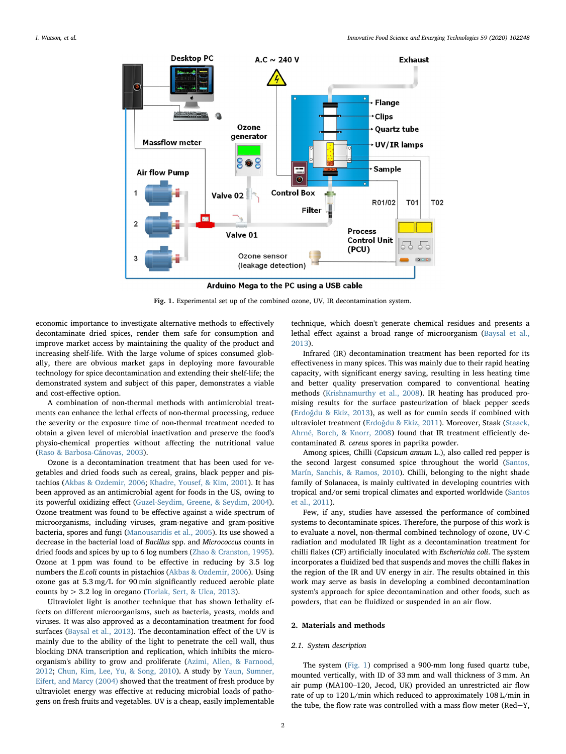Fig. 1. Experimental set up of the combined ozone, UV, IR decontamination system.

economic importance to investigate alternative methods to effectively decontaminate dried spices, render them safe for consumption and improve market access by maintaining the quality of the product and increasing shelf-life. With the large volume of spices consumed globally, there are obvious market gaps in deploying more favourable technology for spice decontamination and extending their shelf-life; the demonstrated system and subject of this paper, demonstrates a viable and cost-effective option.

A combination of non-thermal methods with antimicrobial treatments can enhance the lethal effects of non-thermal processing, reduce the severity or the exposure time of non-thermal treatment needed to obtain a given level of microbial inactivation and preserve the food's physio-chemical properties without affecting the nutritional value (Raso & Barbosa-Cánovas, 2003).

Ozone is a decontamination treatment that has been used for vegetables and dried foods such as cereal, grains, black pepper and pistachios (Akbas & Ozdemir, 2006; Khadre, Yousef, & Kim, 2001). It has been approved as an antimicrobial agent for foods in the US, owing to its powerful oxidizing effect (Guzel-Seydim, Greene, & Seydim, 2004). Ozone treatment was found to be effective against a wide spectrum of microorganisms, including viruses, gram-negative and gram-positive bacteria, spores and fungi (Manousaridis et al., 2005). Its use showed a decrease in the bacterial load of *Bacillus* spp. and *Micrococcus* counts in dried foods and spices by up to 6 log numbers (Zhao & Cranston, 1995). Ozone at 1 ppm was found to be effective in reducing by 3.5 log numbers the *E.coli* counts in pistachios (Akbas & Ozdemir, 2006). Using ozone gas at 5.3 mg/L for 90 min significantly reduced aerobic plate counts by > 3.2 log in oregano (Torlak, Sert, & Ulca, 2013).

Ultraviolet light is another technique that has shown lethality effects on different microorganisms, such as bacteria, yeasts, molds and viruses. It was also approved as a decontamination treatment for food surfaces (Baysal et al., 2013). The decontamination effect of the UV is mainly due to the ability of the light to penetrate the cell wall, thus blocking DNA transcription and replication, which inhibits the microorganism's ability to grow and proliferate (Azimi, Allen, & Farnood, 2012; Chun, Kim, Lee, Yu, & Song, 2010). A study by Yaun, Sumner, Eifert, and Marcy (2004) showed that the treatment of fresh produce by ultraviolet energy was effective at reducing microbial loads of pathogens on fresh fruits and vegetables. UV is a cheap, easily implementable technique, which doesn't generate chemical residues and presents a lethal effect against a broad range of microorganism (Baysal et al., 2013).

Infrared (IR) decontamination treatment has been reported for its effectiveness in many spices. This was mainly due to their rapid heating capacity, with significant energy saving, resulting in less heating time and better quality preservation compared to conventional heating methods (Krishnamurthy et al., 2008). IR heating has produced promising results for the surface pasteurization of black pepper seeds (Erdoğdu & Ekiz, 2013), as well as for cumin seeds if combined with ultraviolet treatment (Erdoğdu & Ekiz, 2011). Moreover, Staak (Staack, Ahrné, Borch, & Knorr, 2008) found that IR treatment efficiently decontaminated *B. cereus* spores in paprika powder.

Among spices, Chilli (*Capsicum annum* L.), also called red pepper is the second largest consumed spice throughout the world (Santos, Marín, Sanchis, & Ramos, 2010). Chilli, belonging to the night shade family of Solanacea, is mainly cultivated in developing countries with tropical and/or semi tropical climates and exported worldwide (Santos et al., 2011).

Few, if any, studies have assessed the performance of combined systems to decontaminate spices. Therefore, the purpose of this work is to evaluate a novel, non-thermal combined technology of ozone, UV-C radiation and modulated IR light as a decontamination treatment for chilli flakes (CF) artificially inoculated with *Escherichia coli*. The system incorporates a fluidized bed that suspends and moves the chilli flakes in the region of the IR and UV energy in air. The results obtained in this work may serve as basis in developing a combined decontamination system's approach for spice decontamination and other foods, such as powders, that can be fluidized or suspended in an air flow.

## 2. Materials and methods

### 2.1. System description

The system (Fig. 1) comprised a 900-mm long fused quartz tube, mounted vertically, with ID of 33 mm and wall thickness of 3 mm. An air pump (MA100–120, Jecod, UK) provided an unrestricted air flow rate of up to 120 L/min which reduced to approximately 108 L/min in the tube, the flow rate was controlled with a mass flow meter (Red−Y,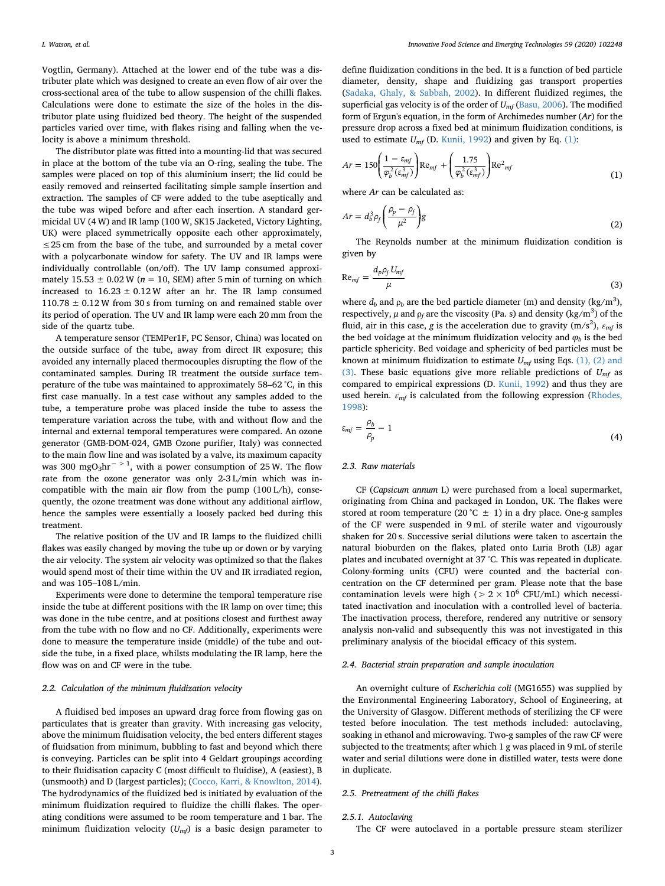Vogtlin, Germany). Attached at the lower end of the tube was a distributer plate which was designed to create an even flow of air over the cross-sectional area of the tube to allow suspension of the chilli flakes. Calculations were done to estimate the size of the holes in the distributor plate using fluidized bed theory. The height of the suspended particles varied over time, with flakes rising and falling when the velocity is above a minimum threshold.

The distributor plate was fitted into a mounting-lid that was secured in place at the bottom of the tube via an O-ring, sealing the tube. The samples were placed on top of this aluminium insert; the lid could be easily removed and reinserted facilitating simple sample insertion and extraction. The samples of CF were added to the tube aseptically and the tube was wiped before and after each insertion. A standard germicidal UV (4 W) and IR lamp (100 W, SK15 Jacketed, Victory Lighting, UK) were placed symmetrically opposite each other approximately, ≤25 cm from the base of the tube, and surrounded by a metal cover with a polycarbonate window for safety. The UV and IR lamps were individually controllable (on/off). The UV lamp consumed approximately 15.53 ± 0.02 W ($n$ = 10, SEM) after 5 min of turning on which increased to 16.23 ± 0.12 W after an hr. The IR lamp consumed 110.78 ± 0.12 W from 30 s from turning on and remained stable over its period of operation. The UV and IR lamp were each 20 mm from the side of the quartz tube.

A temperature sensor (TEMPer1F, PC Sensor, China) was located on the outside surface of the tube, away from direct IR exposure; this avoided any internally placed thermocouples disrupting the flow of the contaminated samples. During IR treatment the outside surface temperature of the tube was maintained to approximately 58–62 °C, in this first case manually. In a test case without any samples added to the tube, a temperature probe was placed inside the tube to assess the temperature variation across the tube, with and without flow and the internal and external temporal temperatures were compared. An ozone generator (GMB-DOM-024, GMB Ozone purifier, Italy) was connected to the main flow line and was isolated by a valve, its maximum capacity was 300 $mgO_3hr^{->1}$, with a power consumption of 25 W. The flow rate from the ozone generator was only 2-3 L/min which was incompatible with the main air flow from the pump (100 L/h), consequently, the ozone treatment was done without any additional airflow, hence the samples were essentially a loosely packed bed during this treatment.

The relative position of the UV and IR lamps to the fluidized chilli flakes was easily changed by moving the tube up or down or by varying the air velocity. The system air velocity was optimized so that the flakes would spend most of their time within the UV and IR irradiated region, and was 105–108 L/min.

Experiments were done to determine the temporal temperature rise inside the tube at different positions with the IR lamp on over time; this was done in the tube centre, and at positions closest and furthest away from the tube with no flow and no CF. Additionally, experiments were done to measure the temperature inside (middle) of the tube and outside the tube, in a fixed place, whilsts modulating the IR lamp, here the flow was on and CF were in the tube.

### 2.2. Calculation of the minimum fluidization velocity

A fluidised bed imposes an upward drag force from flowing gas on particulates that is greater than gravity. With increasing gas velocity, above the minimum fluidisation velocity, the bed enters different stages of fluidsation from minimum, bubbling to fast and beyond which there is conveying. Particles can be split into 4 Geldart groupings according to their fluidisation capacity C (most difficult to fluidise), A (easiest), B (unsmooth) and D (largest particles); (Cocco, Karri, & Knowlton, 2014). The hydrodynamics of the fluidized bed is initiated by evaluation of the minimum fluidization required to fluidize the chilli flakes. The operating conditions were assumed to be room temperature and 1 bar. The minimum fluidization velocity ($U_{mf}$) is a basic design parameter to define fluidization conditions in the bed. It is a function of bed particle diameter, density, shape and fluidizing gas transport properties (Sadaka, Ghaly, & Sabbah, 2002). In different fluidized regimes, the superficial gas velocity is of the order of $U_{mf}$ (Basu, 2006). The modified form of Ergun's equation, in the form of Archimedes number ($Ar$) for the pressure drop across a fixed bed at minimum fluidization conditions, is used to estimate $U_{mf}$ (D. Kunii, 1992) and given by Eq. (1):

$$Ar = 150\left(\frac{1-\varepsilon_{mf}}{\varphi_b^2(\varepsilon_{mf}^3)}\right)\mathrm{Re}_{mf} + \left(\frac{1.75}{\varphi_b^2(\varepsilon_{mf}^3)}\right)\mathrm{Re}^2_{mf} \tag{1}$$

where $Ar$ can be calculated as:

$$Ar = d_b^3\rho_f\left(\frac{\rho_p-\rho_f}{\mu^2}\right)g \tag{2}$$

The Reynolds number at the minimum fluidization condition is given by

$$\mathrm{Re}_{mf} = \frac{d_p\rho_f U_{mf}}{\mu} \tag{3}$$

where $d_b$ and $\rho_b$ are the bed particle diameter (m) and density (kg/m$^3$), respectively, $\mu$ and $\rho_f$ are the viscosity (Pa. s) and density (kg/m$^3$) of the fluid, air in this case, $g$ is the acceleration due to gravity (m/s$^2$), $\varepsilon_{mf}$ is the bed voidage at the minimum fluidization velocity and $\varphi_b$ is the bed particle sphericity. Bed voidage and sphericity of bed particles must be known at minimum fluidization to estimate $U_{mf}$ using Eqs. (1), (2) and (3). These basic equations give more reliable predictions of $U_{mf}$ as compared to empirical expressions (D. Kunii, 1992) and thus they are used herein. $\varepsilon_{mf}$ is calculated from the following expression (Rhodes, 1998):

$$\varepsilon_{mf} = \frac{\rho_b}{\rho_p} - 1 \tag{4}$$

### 2.3. Raw materials

CF (*Capsicum annum* L) were purchased from a local supermarket, originating from China and packaged in London, UK. The flakes were stored at room temperature (20 °C ± 1) in a dry place. One-g samples of the CF were suspended in 9 mL of sterile water and vigorously shaken for 20 s. Successive serial dilutions were taken to ascertain the natural bioburden on the flakes, plated onto Luria Broth (LB) agar plates and incubated overnight at 37 °C. This was repeated in duplicate. Colony-forming units (CFU) were counted and the bacterial concentration on the CF determined per gram. Please note that the base contamination levels were high (> $2 \times 10^6$ CFU/mL) which necessitated inactivation and inoculation with a controlled level of bacteria. The inactivation process, therefore, rendered any nutritive or sensory analysis non-valid and subsequently this was not investigated in this preliminary analysis of the biocidal efficacy of this system.

### 2.4. Bacterial strain preparation and sample inoculation

An overnight culture of *Escherichia coli* (MG1655) was supplied by the Environmental Engineering Laboratory, School of Engineering, at the University of Glasgow. Different methods of sterilizing the CF were tested before inoculation. The test methods included: autoclaving, soaking in ethanol and microwaving. Two-g samples of the raw CF were subjected to the treatments; after which 1 g was placed in 9 mL of sterile water and serial dilutions were done in distilled water, tests were done in duplicate.

### 2.5. Pretreatment of the chilli flakes

#### 2.5.1. Autoclaving

The CF were autoclaved in a portable pressure steam sterilizer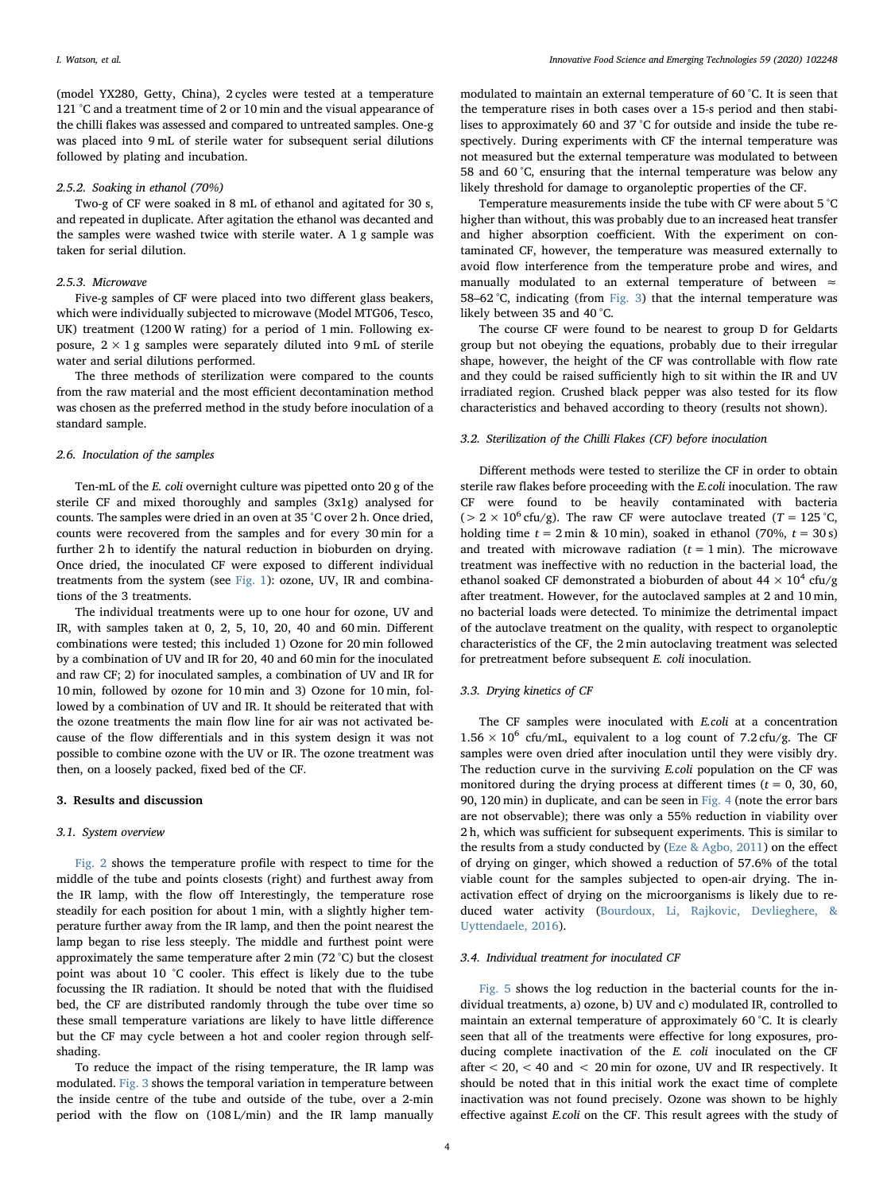(model YX280, Getty, China), 2 cycles were tested at a temperature 121 °C and a treatment time of 2 or 10 min and the visual appearance of the chilli flakes was assessed and compared to untreated samples. One-g was placed into 9 mL of sterile water for subsequent serial dilutions followed by plating and incubation.

#### 2.5.2. Soaking in ethanol (70%)

Two-g of CF were soaked in 8 mL of ethanol and agitated for 30 s, and repeated in duplicate. After agitation the ethanol was decanted and the samples were washed twice with sterile water. A 1 g sample was taken for serial dilution.

#### 2.5.3. Microwave

Five-g samples of CF were placed into two different glass beakers, which were individually subjected to microwave (Model MTG06, Tesco, UK) treatment (1200 W rating) for a period of 1 min. Following exposure, $2 \times 1$ g samples were separately diluted into 9 mL of sterile water and serial dilutions performed.

The three methods of sterilization were compared to the counts from the raw material and the most efficient decontamination method was chosen as the preferred method in the study before inoculation of a standard sample.

### 2.6. Inoculation of the samples

Ten-mL of the *E. coli* overnight culture was pipetted onto 20 g of the sterile CF and mixed thoroughly and samples (3x1g) analysed for counts. The samples were dried in an oven at 35 °C over 2 h. Once dried, counts were recovered from the samples and for every 30 min for a further 2 h to identify the natural reduction in bioburden on drying. Once dried, the inoculated CF were exposed to different individual treatments from the system (see Fig. 1): ozone, UV, IR and combinations of the 3 treatments.

The individual treatments were up to one hour for ozone, UV and IR, with samples taken at 0, 2, 5, 10, 20, 40 and 60 min. Different combinations were tested; this included 1) Ozone for 20 min followed by a combination of UV and IR for 20, 40 and 60 min for the inoculated and raw CF; 2) for inoculated samples, a combination of UV and IR for 10 min, followed by ozone for 10 min and 3) Ozone for 10 min, followed by a combination of UV and IR. It should be reiterated that with the ozone treatments the main flow line for air was not activated because of the flow differentials and in this system design it was not possible to combine ozone with the UV or IR. The ozone treatment was then, on a loosely packed, fixed bed of the CF.

## 3. Results and discussion

### 3.1. System overview

Fig. 2 shows the temperature profile with respect to time for the middle of the tube and points closests (right) and furthest away from the IR lamp, with the flow off Interestingly, the temperature rose steadily for each position for about 1 min, with a slightly higher temperature further away from the IR lamp, and then the point nearest the lamp began to rise less steeply. The middle and furthest point were approximately the same temperature after 2 min (72 °C) but the closest point was about 10 °C cooler. This effect is likely due to the tube focussing the IR radiation. It should be noted that with the fluidised bed, the CF are distributed randomly through the tube over time so these small temperature variations are likely to have little difference but the CF may cycle between a hot and cooler region through self-shading.

To reduce the impact of the rising temperature, the IR lamp was modulated. Fig. 3 shows the temporal variation in temperature between the inside centre of the tube and outside of the tube, over a 2-min period with the flow on (108 L/min) and the IR lamp manually modulated to maintain an external temperature of 60 °C. It is seen that the temperature rises in both cases over a 15-s period and then stabilises to approximately 60 and 37 °C for outside and inside the tube respectively. During experiments with CF the internal temperature was not measured but the external temperature was modulated to between 58 and 60 °C, ensuring that the internal temperature was below any likely threshold for damage to organoleptic properties of the CF.

Temperature measurements inside the tube with CF were about 5 °C higher than without, this was probably due to an increased heat transfer and higher absorption coefficient. With the experiment on contaminated CF, however, the temperature was measured externally to avoid flow interference from the temperature probe and wires, and manually modulated to an external temperature of between ≈ 58–62 °C, indicating (from Fig. 3) that the internal temperature was likely between 35 and 40 °C.

The course CF were found to be nearest to group D for Geldarts group but not obeying the equations, probably due to their irregular shape, however, the height of the CF was controllable with flow rate and they could be raised sufficiently high to sit within the IR and UV irradiated region. Crushed black pepper was also tested for its flow characteristics and behaved according to theory (results not shown).

### 3.2. Sterilization of the Chilli Flakes (CF) before inoculation

Different methods were tested to sterilize the CF in order to obtain sterile raw flakes before proceeding with the *E.coli* inoculation. The raw CF were found to be heavily contaminated with bacteria ($> 2 \times 10^6$ cfu/g). The raw CF were autoclave treated ($T = 125$ °C, holding time $t = 2$ min & 10 min), soaked in ethanol (70%, $t = 30$ s) and treated with microwave radiation ($t = 1$ min). The microwave treatment was ineffective with no reduction in the bacterial load, the ethanol soaked CF demonstrated a bioburden of about $44 \times 10^4$ cfu/g after treatment. However, for the autoclaved samples at 2 and 10 min, no bacterial loads were detected. To minimize the detrimental impact of the autoclave treatment on the quality, with respect to organoleptic characteristics of the CF, the 2 min autoclaving treatment was selected for pretreatment before subsequent *E. coli* inoculation.

### 3.3. Drying kinetics of CF

The CF samples were inoculated with *E.coli* at a concentration $1.56 \times 10^6$ cfu/mL, equivalent to a log count of 7.2 cfu/g. The CF samples were oven dried after inoculation until they were visibly dry. The reduction curve in the surviving *E.coli* population on the CF was monitored during the drying process at different times ($t = 0$, 30, 60, 90, 120 min) in duplicate, and can be seen in Fig. 4 (note the error bars are not observable); there was only a 55% reduction in viability over 2 h, which was sufficient for subsequent experiments. This is similar to the results from a study conducted by (Eze & Agbo, 2011) on the effect of drying on ginger, which showed a reduction of 57.6% of the total viable count for the samples subjected to open-air drying. The inactivation effect of drying on the microorganisms is likely due to reduced water activity (Bourdoux, Li, Rajkovic, Devlieghere, & Uyttendaele, 2016).

### 3.4. Individual treatment for inoculated CF

Fig. 5 shows the log reduction in the bacterial counts for the individual treatments, a) ozone, b) UV and c) modulated IR, controlled to maintain an external temperature of approximately 60 °C. It is clearly seen that all of the treatments were effective for long exposures, producing complete inactivation of the *E. coli* inoculated on the CF after < 20, < 40 and < 20 min for ozone, UV and IR respectively. It should be noted that in this initial work the exact time of complete inactivation was not found precisely. Ozone was shown to be highly effective against *E.coli* on the CF. This result agrees with the study of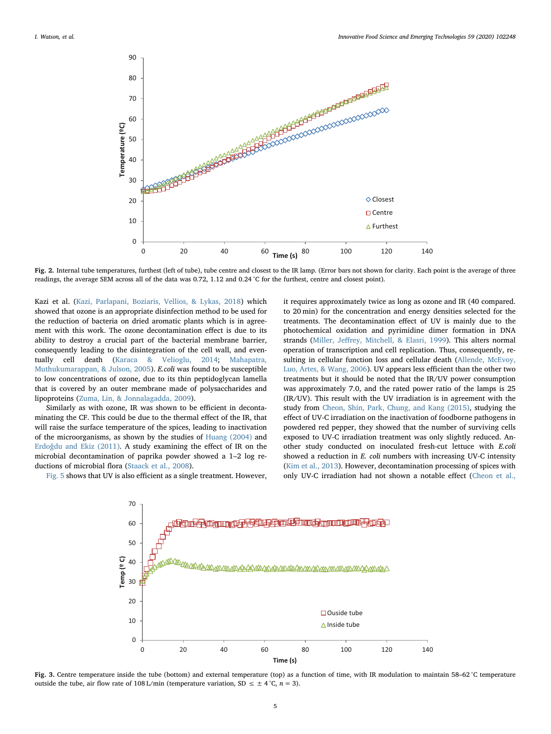**Fig. 2.** Internal tube temperatures, furthest (left of tube), tube centre and closest to the IR lamp. (Error bars not shown for clarity. Each point is the average of three readings, the average SEM across all of the data was 0.72, 1.12 and 0.24 °C for the furthest, centre and closest point).

Kazi et al. (Kazi, Parlapani, Boziaris, Vellios, & Lykas, 2018) which showed that ozone is an appropriate disinfection method to be used for the reduction of bacteria on dried aromatic plants which is in agreement with this work. The ozone decontamination effect is due to its ability to destroy a crucial part of the bacterial membrane barrier, consequently leading to the disintegration of the cell wall, and eventually cell death (Karaca & Velioglu, 2014; Mahapatra, Muthukumarappan, & Julson, 2005). *E.coli* was found to be susceptible to low concentrations of ozone, due to its thin peptidoglycan lamella that is covered by an outer membrane made of polysaccharides and lipoproteins (Zuma, Lin, & Jonnalagadda, 2009).

Similarly as with ozone, IR was shown to be efficient in decontaminating the CF. This could be due to the thermal effect of the IR, that will raise the surface temperature of the spices, leading to inactivation of the microorganisms, as shown by the studies of Huang (2004) and Erdoğdu and Ekiz (2011). A study examining the effect of IR on the microbial decontamination of paprika powder showed a 1–2 log reductions of microbial flora (Staack et al., 2008).

Fig. 5 shows that UV is also efficient as a single treatment. However, it requires approximately twice as long as ozone and IR (40 compared. to 20 min) for the concentration and energy densities selected for the treatments. The decontamination effect of UV is mainly due to the photochemical oxidation and pyrimidine dimer formation in DNA strands (Miller, Jeffrey, Mitchell, & Elasri, 1999). This alters normal operation of transcription and cell replication. Thus, consequently, resulting in cellular function loss and cellular death (Allende, McEvoy, Luo, Artes, & Wang, 2006). UV appears less efficient than the other two treatments but it should be noted that the IR/UV power consumption was approximately 7.0, and the rated power ratio of the lamps is 25 (IR/UV). This result with the UV irradiation is in agreement with the study from Cheon, Shin, Park, Chung, and Kang (2015), studying the effect of UV-C irradiation on the inactivation of foodborne pathogens in powdered red pepper, they showed that the number of surviving cells exposed to UV-C irradiation treatment was only slightly reduced. Another study conducted on inoculated fresh-cut lettuce with *E.coli* showed a reduction in *E. coli* numbers with increasing UV-C intensity (Kim et al., 2013). However, decontamination processing of spices with only UV-C irradiation had not shown a notable effect (Cheon et al.,

**Fig. 3.** Centre temperature inside the tube (bottom) and external temperature (top) as a function of time, with IR modulation to maintain 58–62 °C temperature outside the tube, air flow rate of 108 L/min (temperature variation, SD ≤ ± 4 °C, $n = 3$).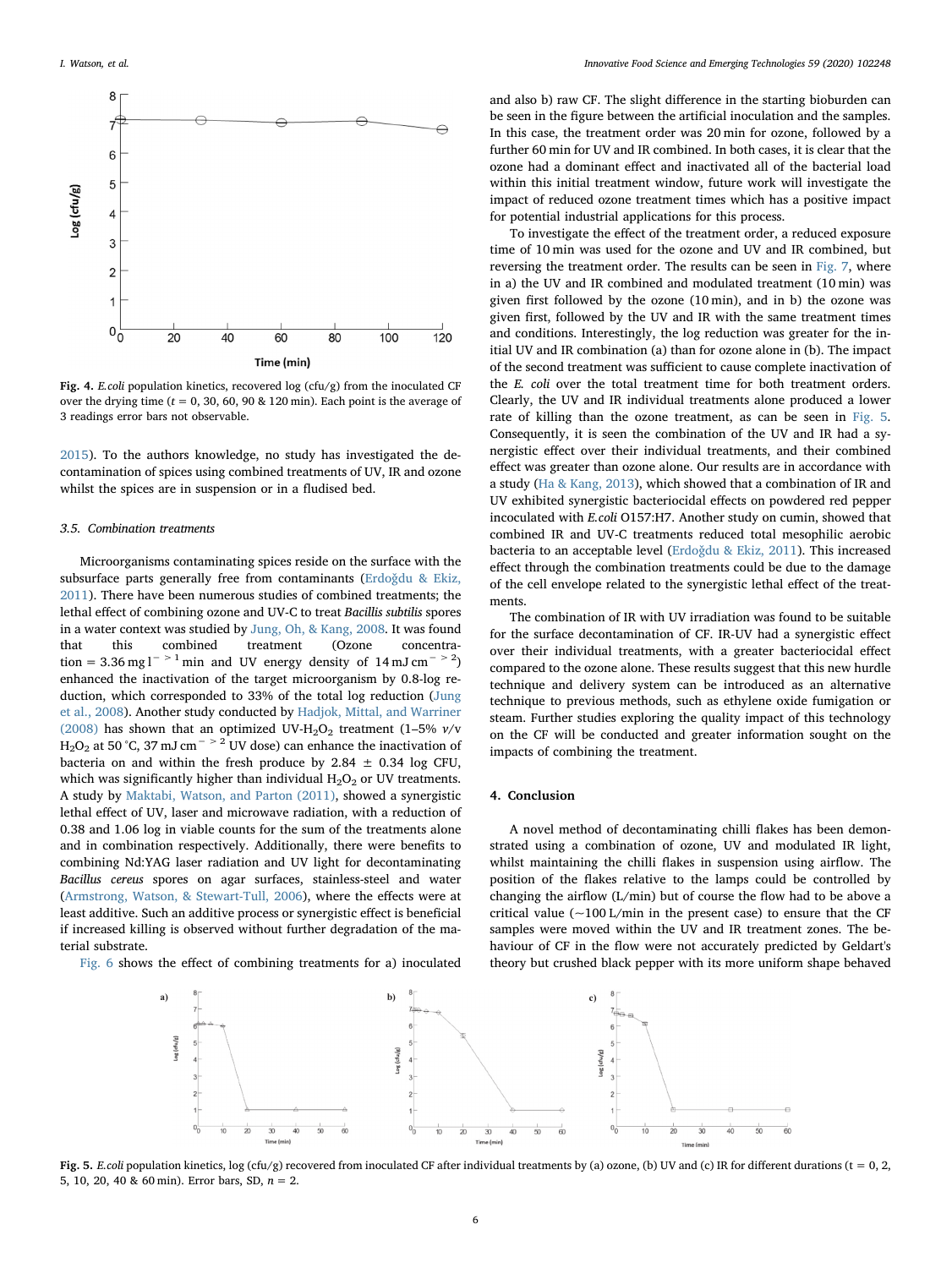Fig. 4. *E.coli* population kinetics, recovered log (cfu/g) from the inoculated CF over the drying time ($t$ = 0, 30, 60, 90 & 120 min). Each point is the average of 3 readings error bars not observable.

2015). To the authors knowledge, no study has investigated the decontamination of spices using combined treatments of UV, IR and ozone whilst the spices are in suspension or in a fludised bed.

### 3.5. Combination treatments

Microorganisms contaminating spices reside on the surface with the subsurface parts generally free from contaminants (Erdoğdu & Ekiz, 2011). There have been numerous studies of combined treatments; the lethal effect of combining ozone and UV-C to treat *Bacillis subtilis* spores in a water context was studied by Jung, Oh, & Kang, 2008. It was found that this combined treatment (Ozone concentration = 3.36 mg l$^{-1}$ min and UV energy density of 14 mJ cm$^{-2}$) enhanced the inactivation of the target microorganism by 0.8-log reduction, which corresponded to 33% of the total log reduction (Jung et al., 2008). Another study conducted by Hadjok, Mittal, and Warriner (2008) has shown that an optimized UV-$H_2O_2$ treatment (1–5% *v/v* $H_2O_2$ at 50 °C, 37 mJ cm$^{-2}$ UV dose) can enhance the inactivation of bacteria on and within the fresh produce by 2.84 ± 0.34 log CFU, which was significantly higher than individual $H_2O_2$ or UV treatments. A study by Maktabi, Watson, and Parton (2011), showed a synergistic lethal effect of UV, laser and microwave radiation, with a reduction of 0.38 and 1.06 log in viable counts for the sum of the treatments alone and in combination respectively. Additionally, there were benefits to combining Nd:YAG laser radiation and UV light for decontaminating *Bacillus cereus* spores on agar surfaces, stainless-steel and water (Armstrong, Watson, & Stewart-Tull, 2006), where the effects were at least additive. Such an additive process or synergistic effect is beneficial if increased killing is observed without further degradation of the material substrate.

Fig. 6 shows the effect of combining treatments for a) inoculated and also b) raw CF. The slight difference in the starting bioburden can be seen in the figure between the artificial inoculation and the samples. In this case, the treatment order was 20 min for ozone, followed by a further 60 min for UV and IR combined. In both cases, it is clear that the ozone had a dominant effect and inactivated all of the bacterial load within this initial treatment window, future work will investigate the impact of reduced ozone treatment times which has a positive impact for potential industrial applications for this process.

To investigate the effect of the treatment order, a reduced exposure time of 10 min was used for the ozone and UV and IR combined, but reversing the treatment order. The results can be seen in Fig. 7, where in a) the UV and IR combined and modulated treatment (10 min) was given first followed by the ozone (10 min), and in b) the ozone was given first, followed by the UV and IR with the same treatment times and conditions. Interestingly, the log reduction was greater for the initial UV and IR combination (a) than for ozone alone in (b). The impact of the second treatment was sufficient to cause complete inactivation of the *E. coli* over the total treatment time for both treatment orders. Clearly, the UV and IR individual treatments alone produced a lower rate of killing than the ozone treatment, as can be seen in Fig. 5. Consequently, it is seen the combination of the UV and IR had a synergistic effect over their individual treatments, and their combined effect was greater than ozone alone. Our results are in accordance with a study (Ha & Kang, 2013), which showed that a combination of IR and UV exhibited synergistic bacteriocidal effects on powdered red pepper incoculated with *E.coli* O157:H7. Another study on cumin, showed that combined IR and UV-C treatments reduced total mesophilic aerobic bacteria to an acceptable level (Erdoğdu & Ekiz, 2011). This increased effect through the combination treatments could be due to the damage of the cell envelope related to the synergistic lethal effect of the treatments.

The combination of IR with UV irradiation was found to be suitable for the surface decontamination of CF. IR-UV had a synergistic effect over their individual treatments, with a greater bacteriocidal effect compared to the ozone alone. These results suggest that this new hurdle technique and delivery system can be introduced as an alternative technique to previous methods, such as ethylene oxide fumigation or steam. Further studies exploring the quality impact of this technology on the CF will be conducted and greater information sought on the impacts of combining the treatment.

## 4. Conclusion

A novel method of decontaminating chilli flakes has been demonstrated using a combination of ozone, UV and modulated IR light, whilst maintaining the chilli flakes in suspension using airflow. The position of the flakes relative to the lamps could be controlled by changing the airflow (L/min) but of course the flow had to be above a critical value (~100 L/min in the present case) to ensure that the CF samples were moved within the UV and IR treatment zones. The behaviour of CF in the flow were not accurately predicted by Geldart's theory but crushed black pepper with its more uniform shape behaved

Fig. 5. *E.coli* population kinetics, log (cfu/g) recovered from inoculated CF after individual treatments by (a) ozone, (b) UV and (c) IR for different durations ($t$ = 0, 2, 5, 10, 20, 40 & 60 min). Error bars, SD, $n$ = 2.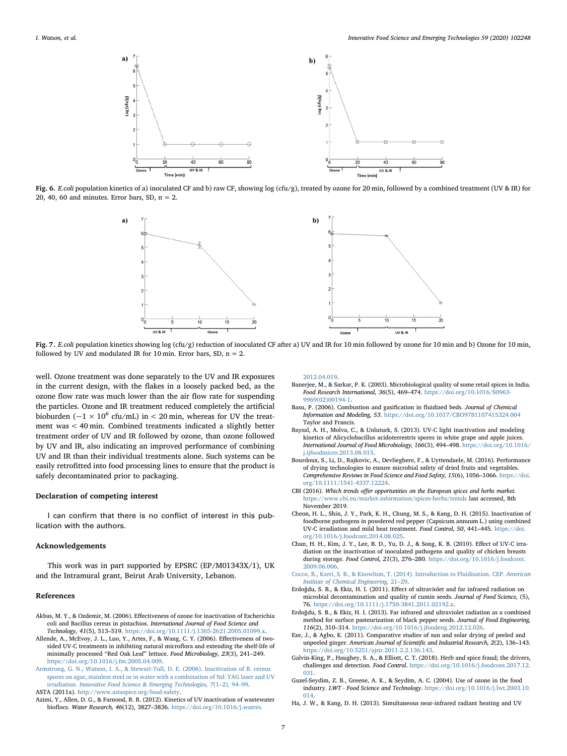**Fig. 6.** *E.coli* population kinetics of a) inoculated CF and b) raw CF, showing log (cfu/g), treated by ozone for 20 min, followed by a combined treatment (UV & IR) for 20, 40, 60 and minutes. Error bars, SD, n = 2.

**Fig. 7.** *E.coli* population kinetics showing log (cfu/g) reduction of inoculated CF after a) UV and IR for 10 min followed by ozone for 10 min and b) Ozone for 10 min, followed by UV and modulated IR for 10 min. Error bars, SD, n = 2.

well. Ozone treatment was done separately to the UV and IR exposures in the current design, with the flakes in a loosely packed bed, as the ozone flow rate was much lower than the air flow rate for suspending the particles. Ozone and IR treatment reduced completely the artificial bioburden ($\sim 1 \times 10^6$ cfu/mL) in < 20 min, whereas for UV the treatment was < 40 min. Combined treatments indicated a slightly better treatment order of UV and IR followed by ozone, than ozone followed by UV and IR, also indicating an improved performance of combining UV and IR than their individual treatments alone. Such systems can be easily retrofitted into food processing lines to ensure that the product is safely decontaminated prior to packaging.

### Declaration of competing interest

I can confirm that there is no conflict of interest in this publication with the authors.

### Acknowledgements

This work was in part supported by EPSRC (EP/M01343X/1), UK and the Intramural grant, Beirut Arab University, Lebanon.

### References

Akbas, M. Y., & Ozdemir, M. (2006). Effectiveness of ozone for inactivation of Escherichia coli and Bacillus cereus in pistachios. *International Journal of Food Science and Technology, 41*(5), 513–519. https://doi.org/10.1111/j.1365-2621.2005.01099.x.

Allende, A., McEvoy, J. L., Luo, Y., Artes, F., & Wang, C. Y. (2006). Effectiveness of two-sided UV-C treatments in inhibiting natural microflora and extending the shelf-life of minimally processed "Red Oak Leaf" lettuce. *Food Microbiology, 23*(3), 241–249. https://doi.org/10.1016/j.fm.2005.04.009.

Armstrong, G. N., Watson, I. A., & Stewart-Tull, D. E. (2006). Inactivation of B. cereus spores on agar, stainless steel or in water with a combination of Nd: YAG laser and UV irradiation. *Innovative Food Science & Emerging Technologies, 7*(1–2), 94–99.

ASTA (2011a). http://www.astaspice.org/food-safety.

Azimi, Y., Allen, D. G., & Farnood, R. R. (2012). Kinetics of UV inactivation of wastewater bioflocs. *Water Research, 46*(12), 3827–3836. https://doi.org/10.1016/j.watres.2012.04.019.

Banerjee, M., & Sarkar, P. K. (2003). Microbiological quality of some retail spices in India. *Food Research International, 36*(5), 469–474. https://doi.org/10.1016/S0963-9969(02)00194-1.

Basu, P. (2006). Combustion and gasification in fluidized beds. *Journal of Chemical Information and Modeling, 53*. https://doi.org/10.1017/CBO9781107415324.004 Taylor and Francis.

Baysal, A. H., Molva, C., & Unluturk, S. (2013). UV-C light inactivation and modeling kinetics of Alicyclobacillus acidoterrestris spores in white grape and apple juices. *International Journal of Food Microbiology, 166*(3), 494–498. https://doi.org/10.1016/j.ijfoodmicro.2013.08.015.

Bourdoux, S., Li, D., Rajkovic, A., Devlieghere, F., & Uyttendaele, M. (2016). Performance of drying technologies to ensure microbial safety of dried fruits and vegetables. *Comprehensive Reviews in Food Science and Food Safety, 15*(6), 1056–1066. https://doi.org/10.1111/1541-4337.12224.

CBI (2016). *Which trends offer opportunities on the European spices and herbs market.* https://www.cbi.eu/market-information/spices-herbs/trends last accessed, 8th November 2019.

Cheon, H. L., Shin, J. Y., Park, K. H., Chung, M. S., & Kang, D. H. (2015). Inactivation of foodborne pathogens in powdered red pepper (Capsicum annuum L.) using combined UV-C irradiation and mild heat treatment. *Food Control, 50*, 441–445. https://doi.org/10.1016/j.foodcont.2014.08.025.

Chun, H. H., Kim, J. Y., Lee, B. D., Yu, D. J., & Song, K. B. (2010). Effect of UV-C irradiation on the inactivation of inoculated pathogens and quality of chicken breasts during storage. *Food Control, 21*(3), 276–280. https://doi.org/10.1016/j.foodcont.2009.06.006.

Cocco, R., Karri, S. B., & Knowlton, T. (2014). Introduction to Fluidisation. CEP. *American Institute of Chemical Engineering,* 21–29.

Erdoğdu, S. B., & Ekiz, H. I. (2011). Effect of ultraviolet and far infrared radiation on microbial decontamination and quality of cumin seeds. *Journal of Food Science,* (5), 76. https://doi.org/10.1111/j.1750-3841.2011.02192.x.

Erdoğdu, S. B., & Ekiz, H. I. (2013). Far infrared and ultraviolet radiation as a combined method for surface pasteurization of black pepper seeds. *Journal of Food Engineering, 116*(2), 310–314. https://doi.org/10.1016/j.jfoodeng.2012.12.026.

Eze, J., & Agbo, K. (2011). Comparative studies of sun and solar drying of peeled and unpeeled ginger. *American Journal of Scientific and Industrial Research, 2*(2), 136–143. https://doi.org/10.5251/ajsir.2011.2.2.136.143.

Galvin-King, P., Haughey, S. A., & Elliott, C. T. (2018). Herb and spice fraud; the drivers, challenges and detection. *Food Control*. https://doi.org/10.1016/j.foodcont.2017.12.031.

Guzel-Seydim, Z. B., Greene, A. K., & Seydim, A. C. (2004). Use of ozone in the food industry. *LWT - Food Science and Technology*. https://doi.org/10.1016/j.lwt.2003.10.014.

Ha, J. W., & Kang, D. H. (2013). Simultaneous near-infrared radiant heating and UV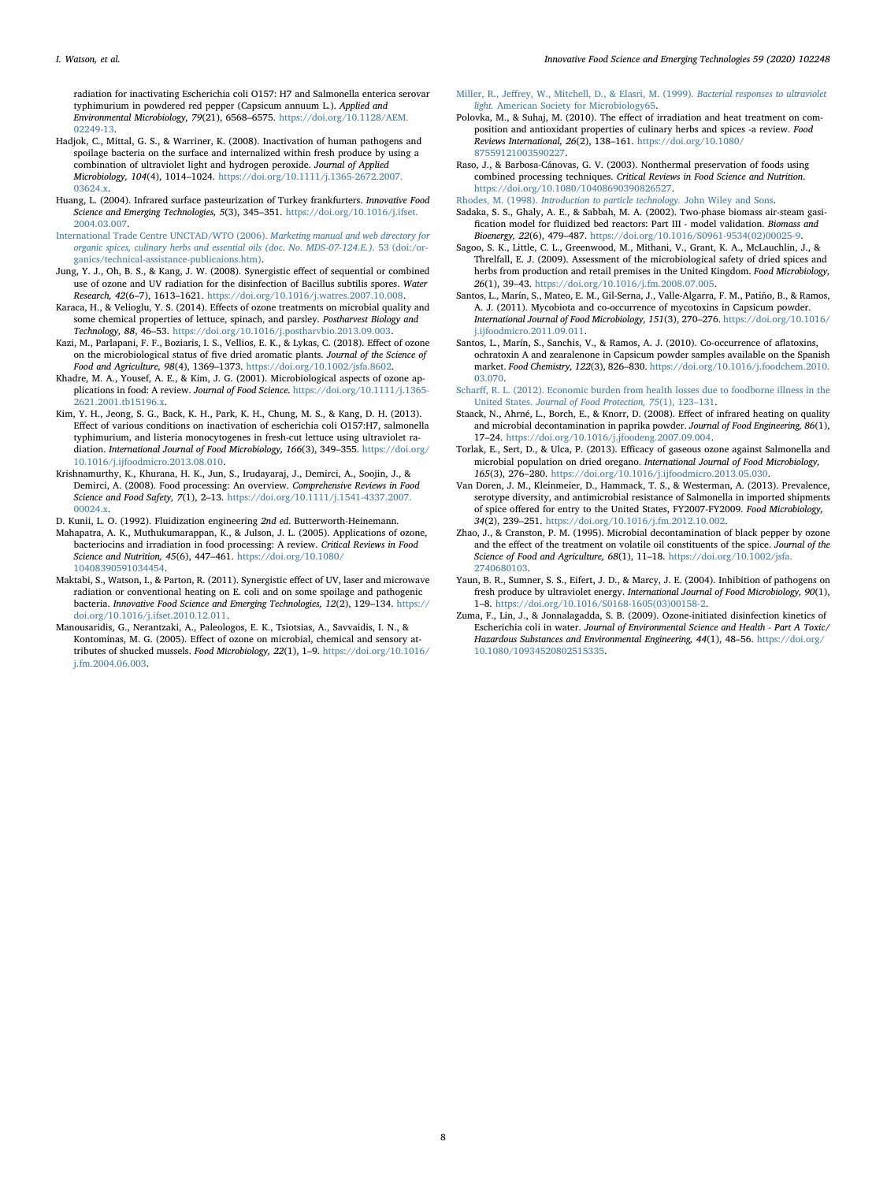radiation for inactivating Escherichia coli O157: H7 and Salmonella enterica serovar typhimurium in powdered red pepper (Capsicum annuum L.). *Applied and Environmental Microbiology, 79*(21), 6568–6575. https://doi.org/10.1128/AEM.02249-13.

Hadjok, C., Mittal, G. S., & Warriner, K. (2008). Inactivation of human pathogens and spoilage bacteria on the surface and internalized within fresh produce by using a combination of ultraviolet light and hydrogen peroxide. *Journal of Applied Microbiology, 104*(4), 1014–1024. https://doi.org/10.1111/j.1365-2672.2007.03624.x.

Huang, L. (2004). Infrared surface pasteurization of Turkey frankfurters. *Innovative Food Science and Emerging Technologies, 5*(3), 345–351. https://doi.org/10.1016/j.ifset.2004.03.007.

International Trade Centre UNCTAD/WTO (2006). *Marketing manual and web directory for organic spices, culinary herbs and essential oils (doc. No. MDS-07-124.E.)*. 53 (doi:/organics/technical-assistance-publicaions.htm).

Jung, Y. J., Oh, B. S., & Kang, J. W. (2008). Synergistic effect of sequential or combined use of ozone and UV radiation for the disinfection of Bacillus subtilis spores. *Water Research, 42*(6–7), 1613–1621. https://doi.org/10.1016/j.watres.2007.10.008.

Karaca, H., & Velioglu, Y. S. (2014). Effects of ozone treatments on microbial quality and some chemical properties of lettuce, spinach, and parsley. *Postharvest Biology and Technology, 88*, 46–53. https://doi.org/10.1016/j.postharvbio.2013.09.003.

Kazi, M., Parlapani, F. F., Boziaris, I. S., Vellios, E. K., & Lykas, C. (2018). Effect of ozone on the microbiological status of five dried aromatic plants. *Journal of the Science of Food and Agriculture, 98*(4), 1369–1373. https://doi.org/10.1002/jsfa.8602.

Khadre, M. A., Yousef, A. E., & Kim, J. G. (2001). Microbiological aspects of ozone applications in food: A review. *Journal of Food Science*. https://doi.org/10.1111/j.1365-2621.2001.tb15196.x.

Kim, Y. H., Jeong, S. G., Back, K. H., Park, K. H., Chung, M. S., & Kang, D. H. (2013). Effect of various conditions on inactivation of escherichia coli O157:H7, salmonella typhimurium, and listeria monocytogenes in fresh-cut lettuce using ultraviolet radiation. *International Journal of Food Microbiology, 166*(3), 349–355. https://doi.org/10.1016/j.ijfoodmicro.2013.08.010.

Krishnamurthy, K., Khurana, H. K., Jun, S., Irudayaraj, J., Demirci, A., Soojin, J., & Demirci, A. (2008). Food processing: An overview. *Comprehensive Reviews in Food Science and Food Safety, 7*(1), 2–13. https://doi.org/10.1111/j.1541-4337.2007.00024.x.

D. Kunii, L. O. (1992). Fluidization engineering *2nd ed.* Butterworth-Heinemann.

Mahapatra, A. K., Muthukumarappan, K., & Julson, J. L. (2005). Applications of ozone, bacteriocins and irradiation in food processing: A review. *Critical Reviews in Food Science and Nutrition, 45*(6), 447–461. https://doi.org/10.1080/10408390591034454.

Maktabi, S., Watson, I., & Parton, R. (2011). Synergistic effect of UV, laser and microwave radiation or conventional heating on E. coli and on some spoilage and pathogenic bacteria. *Innovative Food Science and Emerging Technologies, 12*(2), 129–134. https://doi.org/10.1016/j.ifset.2010.12.011.

Manousaridis, G., Nerantzaki, A., Paleologos, E. K., Tsiotsias, A., Savvaidis, I. N., & Kontominas, M. G. (2005). Effect of ozone on microbial, chemical and sensory attributes of shucked mussels. *Food Microbiology, 22*(1), 1–9. https://doi.org/10.1016/j.fm.2004.06.003.

Miller, R., Jeffrey, W., Mitchell, D., & Elasri, M. (1999). *Bacterial responses to ultraviolet light.* American Society for Microbiology65.

Polovka, M., & Suhaj, M. (2010). The effect of irradiation and heat treatment on composition and antioxidant properties of culinary herbs and spices -a review. *Food Reviews International, 26*(2), 138–161. https://doi.org/10.1080/87559121003590227.

Raso, J., & Barbosa-Cánovas, G. V. (2003). Nonthermal preservation of foods using combined processing techniques. *Critical Reviews in Food Science and Nutrition*. https://doi.org/10.1080/10408690390826527.

Rhodes, M. (1998). *Introduction to particle technology.* John Wiley and Sons.

Sadaka, S. S., Ghaly, A. E., & Sabbah, M. A. (2002). Two-phase biomass air-steam gasification model for fluidized bed reactors: Part III - model validation. *Biomass and Bioenergy, 22*(6), 479–487. https://doi.org/10.1016/S0961-9534(02)00025-9.

Sagoo, S. K., Little, C. L., Greenwood, M., Mithani, V., Grant, K. A., McLauchlin, J., & Threlfall, E. J. (2009). Assessment of the microbiological safety of dried spices and herbs from production and retail premises in the United Kingdom. *Food Microbiology, 26*(1), 39–43. https://doi.org/10.1016/j.fm.2008.07.005.

Santos, L., Marín, S., Mateo, E. M., Gil-Serna, J., Valle-Algarra, F. M., Patiño, B., & Ramos, A. J. (2011). Mycobiota and co-occurrence of mycotoxins in Capsicum powder. *International Journal of Food Microbiology, 151*(3), 270–276. https://doi.org/10.1016/j.ijfoodmicro.2011.09.011.

Santos, L., Marín, S., Sanchis, V., & Ramos, A. J. (2010). Co-occurrence of aflatoxins, ochratoxin A and zearalenone in Capsicum powder samples available on the Spanish market. *Food Chemistry, 122*(3), 826–830. https://doi.org/10.1016/j.foodchem.2010.03.070.

Scharff, R. L. (2012). Economic burden from health losses due to foodborne illness in the United States. *Journal of Food Protection, 75*(1), 123–131.

Staack, N., Ahrné, L., Borch, E., & Knorr, D. (2008). Effect of infrared heating on quality and microbial decontamination in paprika powder. *Journal of Food Engineering, 86*(1), 17–24. https://doi.org/10.1016/j.jfoodeng.2007.09.004.

Torlak, E., Sert, D., & Ulca, P. (2013). Efficacy of gaseous ozone against Salmonella and microbial population on dried oregano. *International Journal of Food Microbiology, 165*(3), 276–280. https://doi.org/10.1016/j.ijfoodmicro.2013.05.030.

Van Doren, J. M., Kleinmeier, D., Hammack, T. S., & Westerman, A. (2013). Prevalence, serotype diversity, and antimicrobial resistance of Salmonella in imported shipments of spice offered for entry to the United States, FY2007-FY2009. *Food Microbiology, 34*(2), 239–251. https://doi.org/10.1016/j.fm.2012.10.002.

Zhao, J., & Cranston, P. M. (1995). Microbial decontamination of black pepper by ozone and the effect of the treatment on volatile oil constituents of the spice. *Journal of the Science of Food and Agriculture, 68*(1), 11–18. https://doi.org/10.1002/jsfa.2740680103.

Yaun, B. R., Sumner, S. S., Eifert, J. D., & Marcy, J. E. (2004). Inhibition of pathogens on fresh produce by ultraviolet energy. *International Journal of Food Microbiology, 90*(1), 1–8. https://doi.org/10.1016/S0168-1605(03)00158-2.

Zuma, F., Lin, J., & Jonnalagadda, S. B. (2009). Ozone-initiated disinfection kinetics of Escherichia coli in water. *Journal of Environmental Science and Health - Part A Toxic/Hazardous Substances and Environmental Engineering, 44*(1), 48–56. https://doi.org/10.1080/10934520802515335.